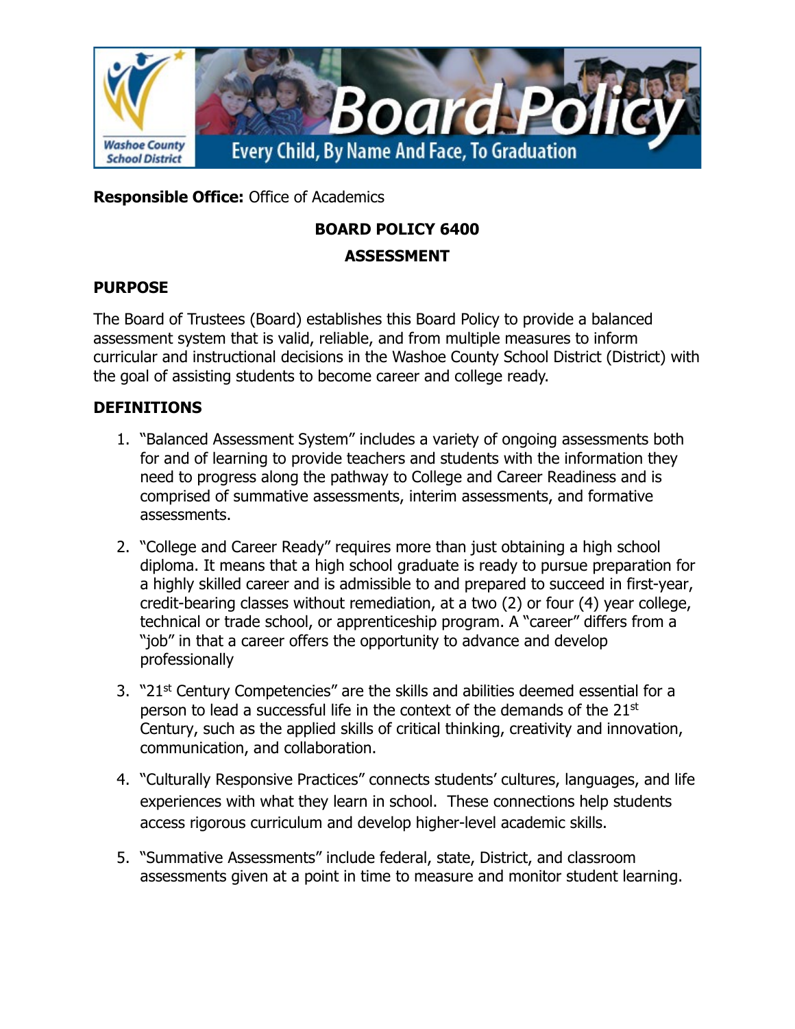**Responsible Office:** Office of Academics

# BOARD POLICY 6400

## ASSESSMENT

### PURPOSE

The Board of Trustees (Board) establishes this Board Policy to provide a balanced assessment system that is valid, reliable, and from multiple measures to inform curricular and instructional decisions in the Washoe County School District (District) with the goal of assisting students to become career and college ready.

### DEFINITIONS

1. "Balanced Assessment System" includes a variety of ongoing assessments both for and of learning to provide teachers and students with the information they need to progress along the pathway to College and Career Readiness and is comprised of summative assessments, interim assessments, and formative assessments.
2. "College and Career Ready" requires more than just obtaining a high school diploma. It means that a high school graduate is ready to pursue preparation for a highly skilled career and is admissible to and prepared to succeed in first-year, credit-bearing classes without remediation, at a two (2) or four (4) year college, technical or trade school, or apprenticeship program. A "career" differs from a "job" in that a career offers the opportunity to advance and develop professionally
3. "21st Century Competencies" are the skills and abilities deemed essential for a person to lead a successful life in the context of the demands of the 21st Century, such as the applied skills of critical thinking, creativity and innovation, communication, and collaboration.
4. "Culturally Responsive Practices" connects students' cultures, languages, and life experiences with what they learn in school. These connections help students access rigorous curriculum and develop higher-level academic skills.
5. "Summative Assessments" include federal, state, District, and classroom assessments given at a point in time to measure and monitor student learning.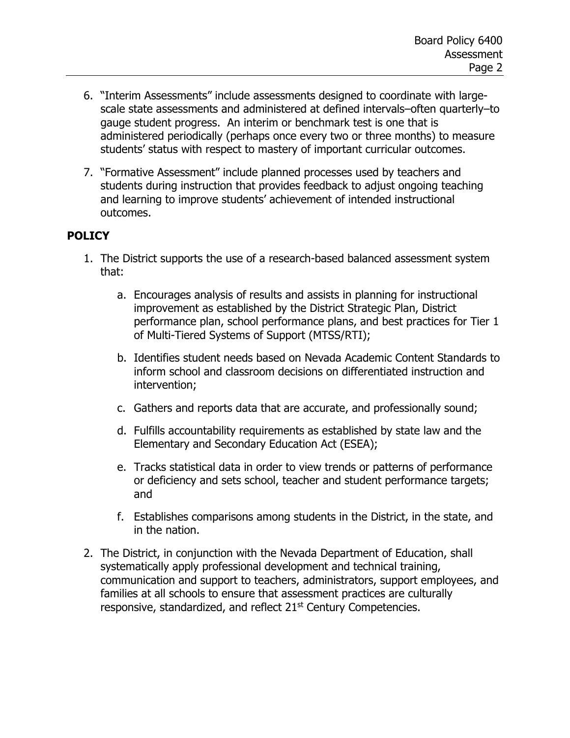6. "Interim Assessments" include assessments designed to coordinate with large-scale state assessments and administered at defined intervals–often quarterly–to gauge student progress. An interim or benchmark test is one that is administered periodically (perhaps once every two or three months) to measure students' status with respect to mastery of important curricular outcomes.

7. "Formative Assessment" include planned processes used by teachers and students during instruction that provides feedback to adjust ongoing teaching and learning to improve students' achievement of intended instructional outcomes.

## POLICY

1. The District supports the use of a research-based balanced assessment system that:

   a. Encourages analysis of results and assists in planning for instructional improvement as established by the District Strategic Plan, District performance plan, school performance plans, and best practices for Tier 1 of Multi-Tiered Systems of Support (MTSS/RTI);

   b. Identifies student needs based on Nevada Academic Content Standards to inform school and classroom decisions on differentiated instruction and intervention;

   c. Gathers and reports data that are accurate, and professionally sound;

   d. Fulfills accountability requirements as established by state law and the Elementary and Secondary Education Act (ESEA);

   e. Tracks statistical data in order to view trends or patterns of performance or deficiency and sets school, teacher and student performance targets; and

   f. Establishes comparisons among students in the District, in the state, and in the nation.

2. The District, in conjunction with the Nevada Department of Education, shall systematically apply professional development and technical training, communication and support to teachers, administrators, support employees, and families at all schools to ensure that assessment practices are culturally responsive, standardized, and reflect 21st Century Competencies.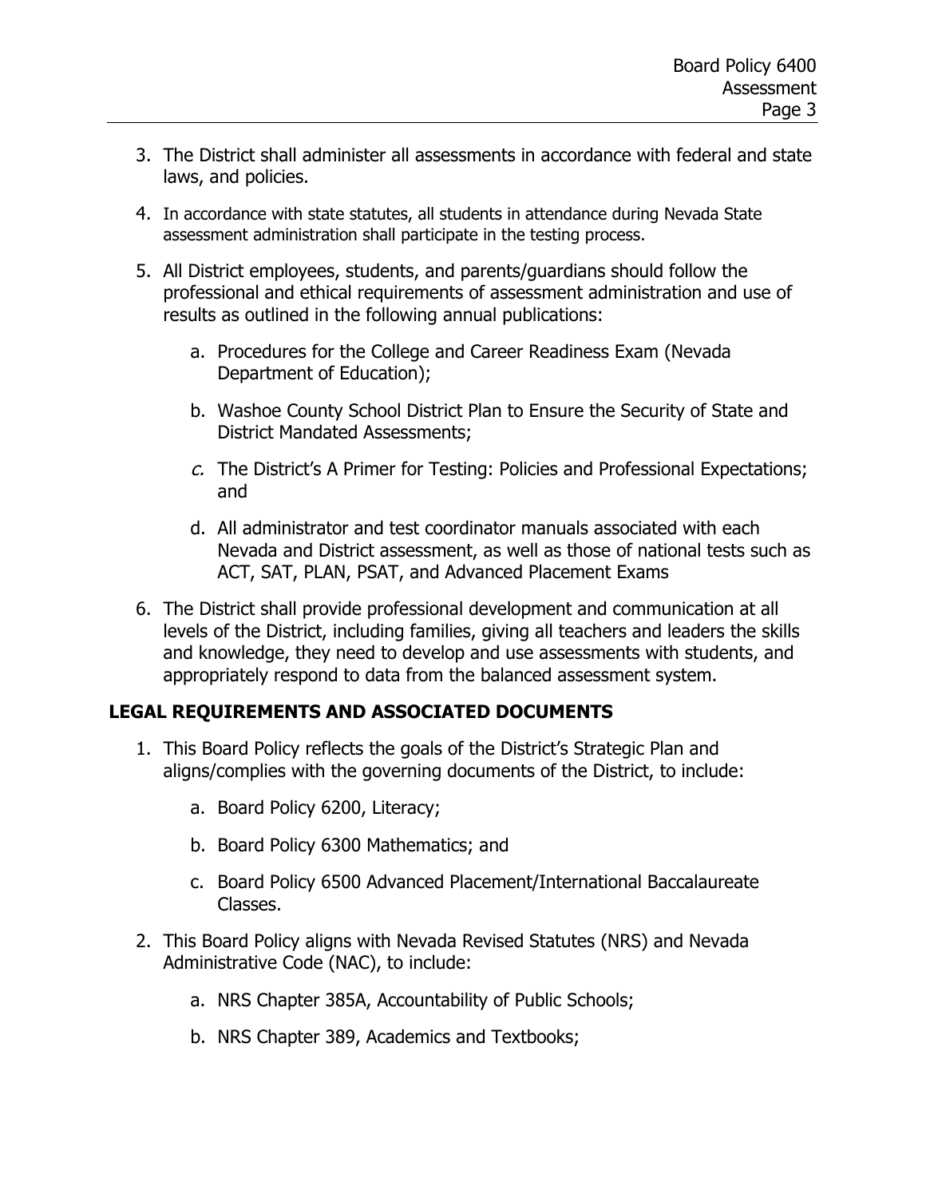3. The District shall administer all assessments in accordance with federal and state laws, and policies.

4. In accordance with state statutes, all students in attendance during Nevada State assessment administration shall participate in the testing process.

5. All District employees, students, and parents/guardians should follow the professional and ethical requirements of assessment administration and use of results as outlined in the following annual publications:

   a. Procedures for the College and Career Readiness Exam (Nevada Department of Education);

   b. Washoe County School District Plan to Ensure the Security of State and District Mandated Assessments;

   *c.* The District's A Primer for Testing: Policies and Professional Expectations; and

   d. All administrator and test coordinator manuals associated with each Nevada and District assessment, as well as those of national tests such as ACT, SAT, PLAN, PSAT, and Advanced Placement Exams

6. The District shall provide professional development and communication at all levels of the District, including families, giving all teachers and leaders the skills and knowledge, they need to develop and use assessments with students, and appropriately respond to data from the balanced assessment system.

## LEGAL REQUIREMENTS AND ASSOCIATED DOCUMENTS

1. This Board Policy reflects the goals of the District's Strategic Plan and aligns/complies with the governing documents of the District, to include:

   a. Board Policy 6200, Literacy;

   b. Board Policy 6300 Mathematics; and

   c. Board Policy 6500 Advanced Placement/International Baccalaureate Classes.

2. This Board Policy aligns with Nevada Revised Statutes (NRS) and Nevada Administrative Code (NAC), to include:

   a. NRS Chapter 385A, Accountability of Public Schools;

   b. NRS Chapter 389, Academics and Textbooks;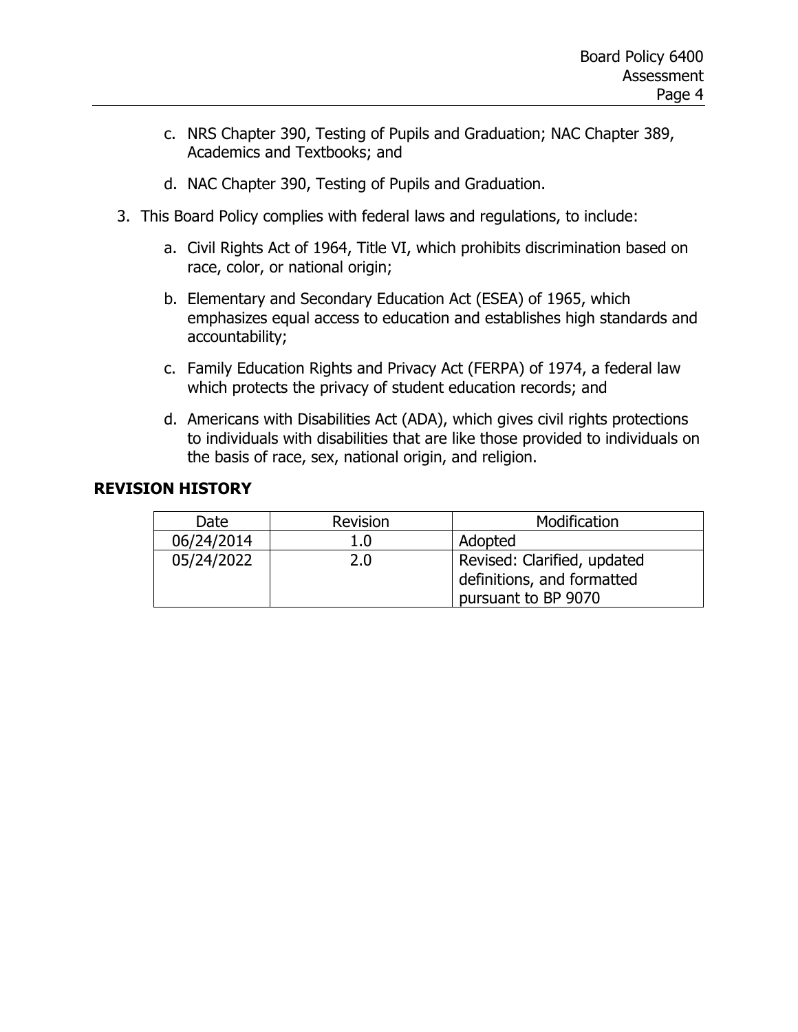c. NRS Chapter 390, Testing of Pupils and Graduation; NAC Chapter 389, Academics and Textbooks; and

d. NAC Chapter 390, Testing of Pupils and Graduation.

3. This Board Policy complies with federal laws and regulations, to include:

   a. Civil Rights Act of 1964, Title VI, which prohibits discrimination based on race, color, or national origin;

   b. Elementary and Secondary Education Act (ESEA) of 1965, which emphasizes equal access to education and establishes high standards and accountability;

   c. Family Education Rights and Privacy Act (FERPA) of 1974, a federal law which protects the privacy of student education records; and

   d. Americans with Disabilities Act (ADA), which gives civil rights protections to individuals with disabilities that are like those provided to individuals on the basis of race, sex, national origin, and religion.

## REVISION HISTORY

| Date | Revision | Modification |
|---|---|---|
| 06/24/2014 | 1.0 | Adopted |
| 05/24/2022 | 2.0 | Revised: Clarified, updated definitions, and formatted pursuant to BP 9070 |